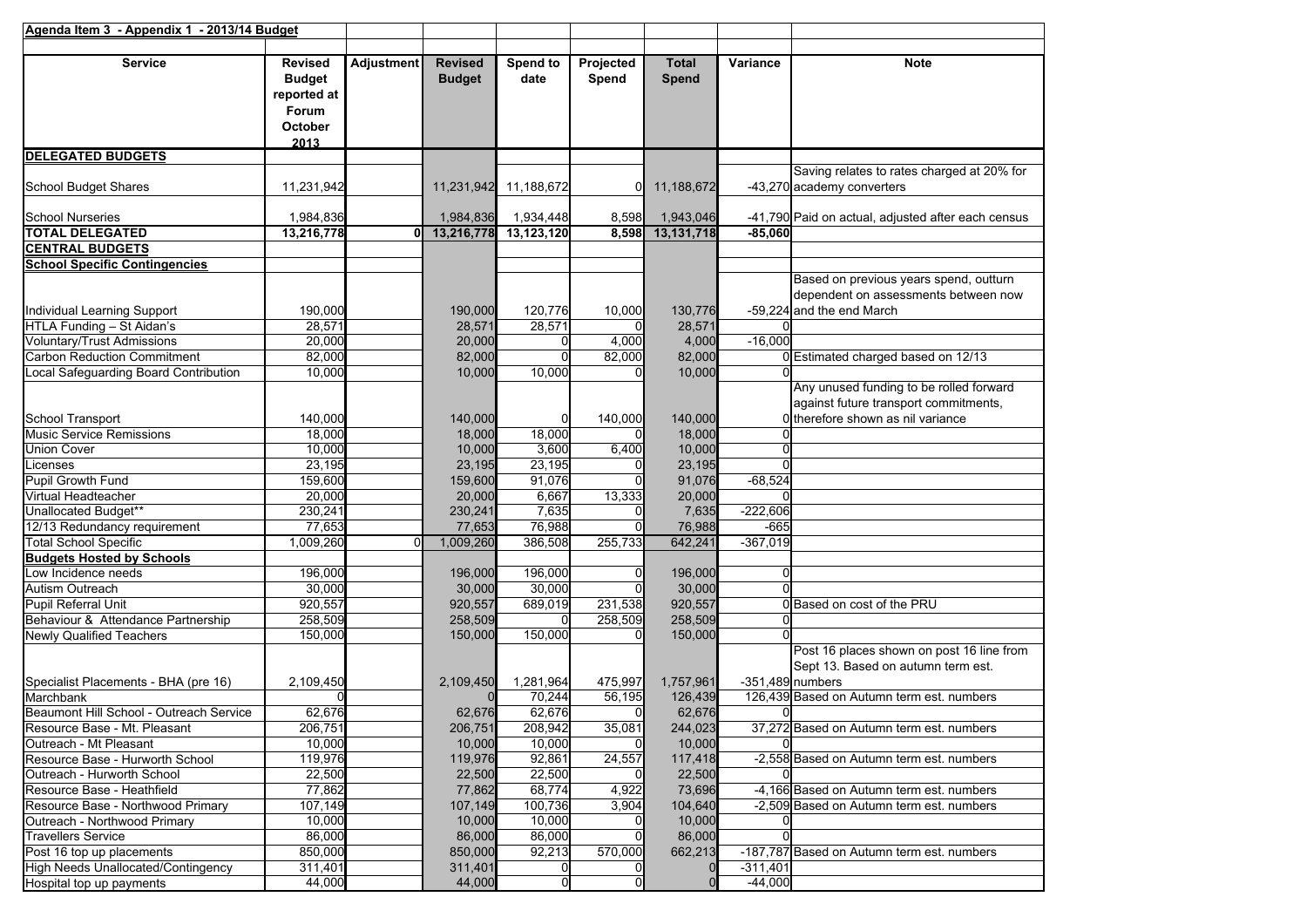**Agenda Item 3 - Appendix 1 - 2013/14 Budget**

| Service | Revised Budget reported at Forum October 2013 | Adjustment | Revised Budget | Spend to date | Projected Spend | Total Spend | Variance | Note |
|---|---|---|---|---|---|---|---|---|
| **DELEGATED BUDGETS** | | | | | | | | |
| School Budget Shares | 11,231,942 | | 11,231,942 | 11,188,672 | 0 | 11,188,672 | -43,270 | Saving relates to rates charged at 20% for academy converters |
| School Nurseries | 1,984,836 | | 1,984,836 | 1,934,448 | 8,598 | 1,943,046 | -41,790 | Paid on actual, adjusted after each census |
| **TOTAL DELEGATED** | **13,216,778** | **0** | **13,216,778** | **13,123,120** | **8,598** | **13,131,718** | **-85,060** | |
| **CENTRAL BUDGETS** | | | | | | | | |
| **School Specific Contingencies** | | | | | | | | |
| Individual Learning Support | 190,000 | | 190,000 | 120,776 | 10,000 | 130,776 | -59,224 | Based on previous years spend, outturn dependent on assessments between now and the end March |
| HTLA Funding – St Aidan's | 28,571 | | 28,571 | 28,571 | 0 | 28,571 | 0 | |
| Voluntary/Trust Admissions | 20,000 | | 20,000 | 0 | 4,000 | 4,000 | -16,000 | |
| Carbon Reduction Commitment | 82,000 | | 82,000 | 0 | 82,000 | 82,000 | 0 | Estimated charged based on 12/13 |
| Local Safeguarding Board Contribution | 10,000 | | 10,000 | 10,000 | 0 | 10,000 | 0 | |
| School Transport | 140,000 | | 140,000 | 0 | 140,000 | 140,000 | 0 | Any unused funding to be rolled forward against future transport commitments, therefore shown as nil variance |
| Music Service Remissions | 18,000 | | 18,000 | 18,000 | 0 | 18,000 | 0 | |
| Union Cover | 10,000 | | 10,000 | 3,600 | 6,400 | 10,000 | 0 | |
| Licenses | 23,195 | | 23,195 | 23,195 | 0 | 23,195 | 0 | |
| Pupil Growth Fund | 159,600 | | 159,600 | 91,076 | 0 | 91,076 | -68,524 | |
| Virtual Headteacher | 20,000 | | 20,000 | 6,667 | 13,333 | 20,000 | 0 | |
| Unallocated Budget** | 230,241 | | 230,241 | 7,635 | 0 | 7,635 | -222,606 | |
| 12/13 Redundancy requirement | 77,653 | | 77,653 | 76,988 | 0 | 76,988 | -665 | |
| Total School Specific | 1,009,260 | 0 | 1,009,260 | 386,508 | 255,733 | 642,241 | -367,019 | |
| **Budgets Hosted by Schools** | | | | | | | | |
| Low Incidence needs | 196,000 | | 196,000 | 196,000 | 0 | 196,000 | 0 | |
| Autism Outreach | 30,000 | | 30,000 | 30,000 | 0 | 30,000 | 0 | |
| Pupil Referral Unit | 920,557 | | 920,557 | 689,019 | 231,538 | 920,557 | 0 | Based on cost of the PRU |
| Behaviour & Attendance Partnership | 258,509 | | 258,509 | 0 | 258,509 | 258,509 | 0 | |
| Newly Qualified Teachers | 150,000 | | 150,000 | 150,000 | 0 | 150,000 | 0 | |
| Specialist Placements - BHA (pre 16) | 2,109,450 | | 2,109,450 | 1,281,964 | 475,997 | 1,757,961 | -351,489 | Post 16 places shown on post 16 line from Sept 13. Based on autumn term est. numbers |
| Marchbank | 0 | | 0 | 70,244 | 56,195 | 126,439 | 126,439 | Based on Autumn term est. numbers |
| Beaumont Hill School - Outreach Service | 62,676 | | 62,676 | 62,676 | 0 | 62,676 | 0 | |
| Resource Base - Mt. Pleasant | 206,751 | | 206,751 | 208,942 | 35,081 | 244,023 | 37,272 | Based on Autumn term est. numbers |
| Outreach - Mt Pleasant | 10,000 | | 10,000 | 10,000 | 0 | 10,000 | 0 | |
| Resource Base - Hurworth School | 119,976 | | 119,976 | 92,861 | 24,557 | 117,418 | -2,558 | Based on Autumn term est. numbers |
| Outreach - Hurworth School | 22,500 | | 22,500 | 22,500 | 0 | 22,500 | 0 | |
| Resource Base - Heathfield | 77,862 | | 77,862 | 68,774 | 4,922 | 73,696 | -4,166 | Based on Autumn term est. numbers |
| Resource Base - Northwood Primary | 107,149 | | 107,149 | 100,736 | 3,904 | 104,640 | -2,509 | Based on Autumn term est. numbers |
| Outreach - Northwood Primary | 10,000 | | 10,000 | 10,000 | 0 | 10,000 | 0 | |
| Travellers Service | 86,000 | | 86,000 | 86,000 | 0 | 86,000 | 0 | |
| Post 16 top up placements | 850,000 | | 850,000 | 92,213 | 570,000 | 662,213 | -187,787 | Based on Autumn term est. numbers |
| High Needs Unallocated/Contingency | 311,401 | | 311,401 | 0 | 0 | 0 | -311,401 | |
| Hospital top up payments | 44,000 | | 44,000 | 0 | 0 | 0 | -44,000 | |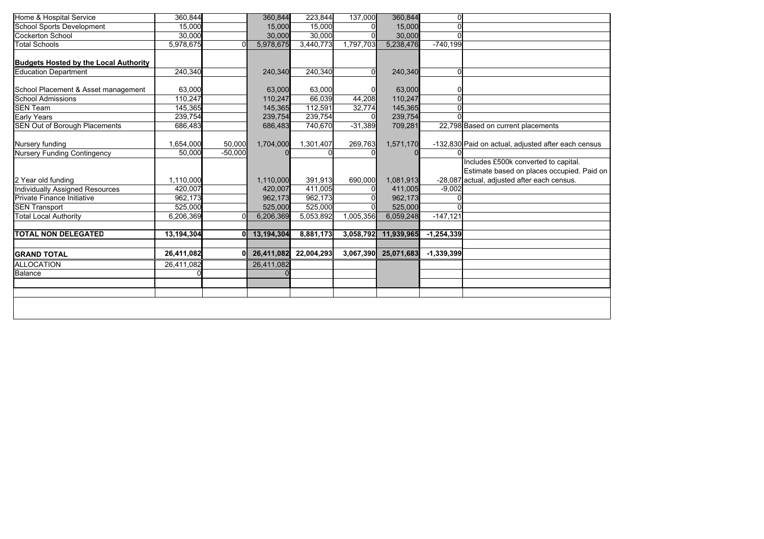| | | | | | | | | |
|---|---|---|---|---|---|---|---|---|
| Home & Hospital Service | 360,844 | | 360,844 | 223,844 | 137,000 | 360,844 | 0 | |
| School Sports Development | 15,000 | | 15,000 | 15,000 | 0 | 15,000 | 0 | |
| Cockerton School | 30,000 | | 30,000 | 30,000 | 0 | 30,000 | 0 | |
| Total Schools | 5,978,675 | 0 | 5,978,675 | 3,440,773 | 1,797,703 | 5,238,476 | -740,199 | |
| **Budgets Hosted by the Local Authority** | | | | | | | | |
| Education Department | 240,340 | | 240,340 | 240,340 | 0 | 240,340 | 0 | |
| School Placement & Asset management | 63,000 | | 63,000 | 63,000 | 0 | 63,000 | 0 | |
| School Admissions | 110,247 | | 110,247 | 66,039 | 44,208 | 110,247 | 0 | |
| SEN Team | 145,365 | | 145,365 | 112,591 | 32,774 | 145,365 | 0 | |
| Early Years | 239,754 | | 239,754 | 239,754 | 0 | 239,754 | 0 | |
| SEN Out of Borough Placements | 686,483 | | 686,483 | 740,670 | -31,389 | 709,281 | 22,798 | Based on current placements |
| Nursery funding | 1,654,000 | 50,000 | 1,704,000 | 1,301,407 | 269,763 | 1,571,170 | -132,830 | Paid on actual, adjusted after each census |
| Nursery Funding Contingency | 50,000 | -50,000 | 0 | 0 | 0 | 0 | 0 | |
| 2 Year old funding | 1,110,000 | | 1,110,000 | 391,913 | 690,000 | 1,081,913 | -28,087 | Includes £500k converted to capital. Estimate based on places occupied. Paid on actual, adjusted after each census. |
| Individually Assigned Resources | 420,007 | | 420,007 | 411,005 | 0 | 411,005 | -9,002 | |
| Private Finance Initiative | 962,173 | | 962,173 | 962,173 | 0 | 962,173 | 0 | |
| SEN Transport | 525,000 | | 525,000 | 525,000 | 0 | 525,000 | 0 | |
| Total Local Authority | 6,206,369 | 0 | 6,206,369 | 5,053,892 | 1,005,356 | 6,059,248 | -147,121 | |
| **TOTAL NON DELEGATED** | **13,194,304** | **0** | **13,194,304** | **8,881,173** | **3,058,792** | **11,939,965** | **-1,254,339** | |
| **GRAND TOTAL** | **26,411,082** | **0** | **26,411,082** | **22,004,293** | **3,067,390** | **25,071,683** | **-1,339,399** | |
| ALLOCATION | 26,411,082 | | 26,411,082 | | | | | |
| Balance | 0 | | 0 | | | | | |